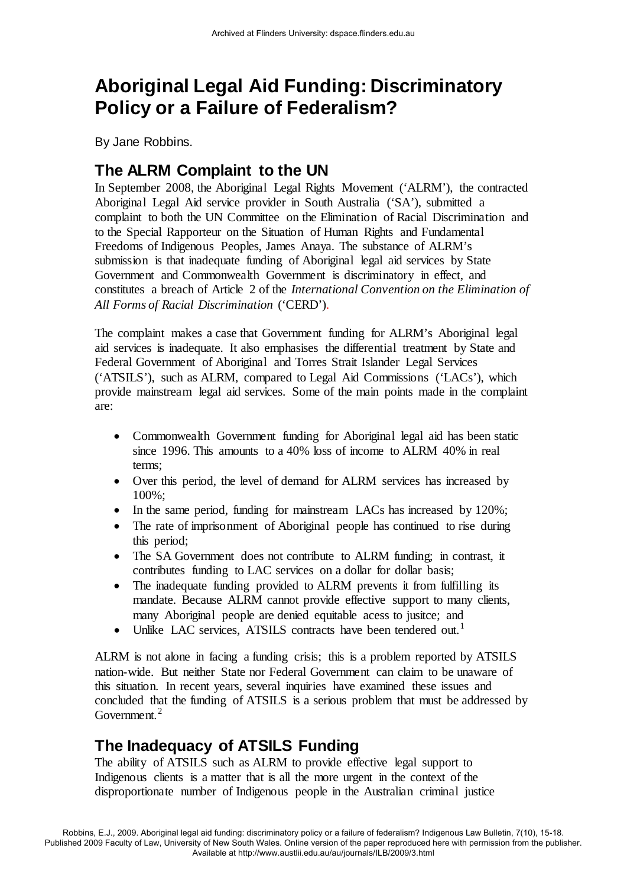# Aboriginal Legal Aid Funding: Discriminatory Policy or a Failure of Federalism?

By Jane Robbins.

## The ALRM Complaint to the UN

In September 2008, the Aboriginal Legal Rights Movement ('ALRM'), the contracted Aboriginal Legal Aid service provider in South Australia ('SA'), submitted a complaint to both the UN Committee on the Elimination of Racial Discrimination and to the Special Rapporteur on the Situation of Human Rights and Fundamental Freedoms of Indigenous Peoples, James Anaya. The substance of ALRM's submission is that inadequate funding of Aboriginal legal aid services by State Government and Commonwealth Government is discriminatory in effect, and constitutes a breach of Article 2 of the *International Convention on the Elimination of All Forms of Racial Discrimination* ('CERD').

The complaint makes a case that Government funding for ALRM's Aboriginal legal aid services is inadequate. It also emphasises the differential treatment by State and Federal Government of Aboriginal and Torres Strait Islander Legal Services ('ATSILS'), such as ALRM, compared to Legal Aid Commissions ('LACs'), which provide mainstream legal aid services. Some of the main points made in the complaint are:

- Commonwealth Government funding for Aboriginal legal aid has been static since 1996. This amounts to a 40% loss of income to ALRM 40% in real terms;
- Over this period, the level of demand for ALRM services has increased by 100%;
- In the same period, funding for mainstream LACs has increased by 120%;
- The rate of imprisonment of Aboriginal people has continued to rise during this period;
- The SA Government does not contribute to ALRM funding; in contrast, it contributes funding to LAC services on a dollar for dollar basis;
- The inadequate funding provided to ALRM prevents it from fulfilling its mandate. Because ALRM cannot provide effective support to many clients, many Aboriginal people are denied equitable acess to jusitce; and
- Unlike LAC services, ATSILS contracts have been tendered out.[1]

ALRM is not alone in facing a funding crisis; this is a problem reported by ATSILS nation-wide. But neither State nor Federal Government can claim to be unaware of this situation. In recent years, several inquiries have examined these issues and concluded that the funding of ATSILS is a serious problem that must be addressed by Government.[2]

## The Inadequacy of ATSILS Funding

The ability of ATSILS such as ALRM to provide effective legal support to Indigenous clients is a matter that is all the more urgent in the context of the disproportionate number of Indigenous people in the Australian criminal justice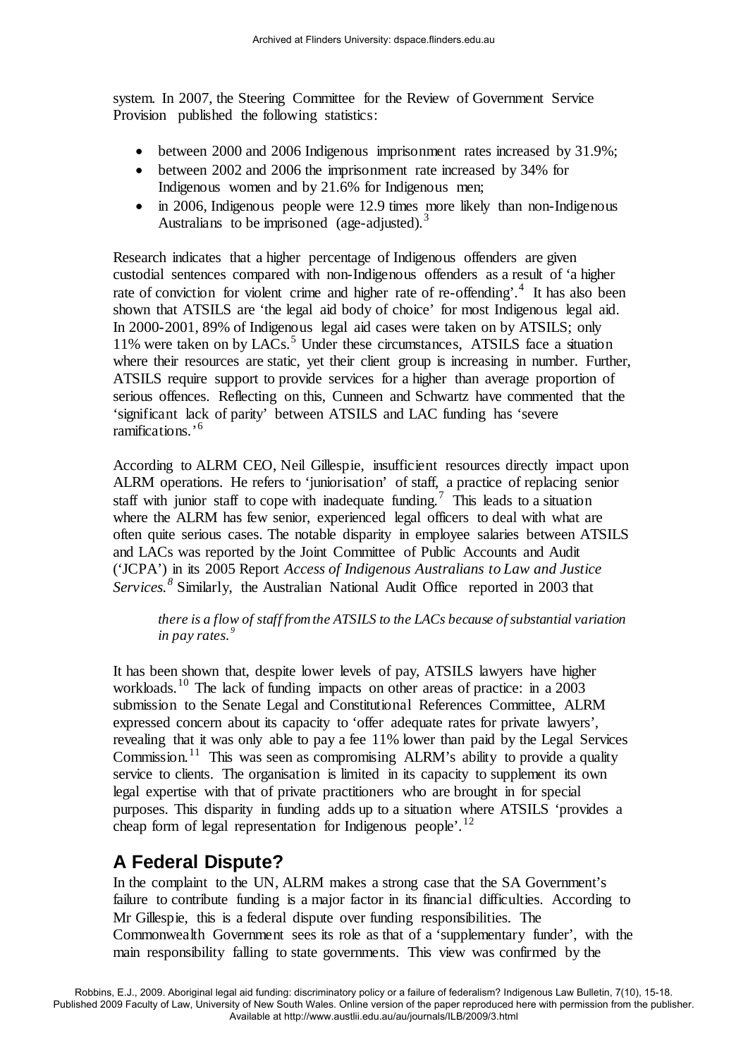system. In 2007, the Steering Committee for the Review of Government Service Provision published the following statistics:

- between 2000 and 2006 Indigenous imprisonment rates increased by 31.9%;
- between 2002 and 2006 the imprisonment rate increased by 34% for Indigenous women and by 21.6% for Indigenous men;
- in 2006, Indigenous people were 12.9 times more likely than non-Indigenous Australians to be imprisoned (age-adjusted).[3]

Research indicates that a higher percentage of Indigenous offenders are given custodial sentences compared with non-Indigenous offenders as a result of 'a higher rate of conviction for violent crime and higher rate of re-offending'.[4] It has also been shown that ATSILS are 'the legal aid body of choice' for most Indigenous legal aid. In 2000-2001, 89% of Indigenous legal aid cases were taken on by ATSILS; only 11% were taken on by LACs.[5] Under these circumstances, ATSILS face a situation where their resources are static, yet their client group is increasing in number. Further, ATSILS require support to provide services for a higher than average proportion of serious offences. Reflecting on this, Cunneen and Schwartz have commented that the 'significant lack of parity' between ATSILS and LAC funding has 'severe ramifications.'[6]

According to ALRM CEO, Neil Gillespie, insufficient resources directly impact upon ALRM operations. He refers to 'juniorisation' of staff, a practice of replacing senior staff with junior staff to cope with inadequate funding.[7] This leads to a situation where the ALRM has few senior, experienced legal officers to deal with what are often quite serious cases. The notable disparity in employee salaries between ATSILS and LACs was reported by the Joint Committee of Public Accounts and Audit ('JCPA') in its 2005 Report *Access of Indigenous Australians to Law and Justice Services.*[8] Similarly, the Australian National Audit Office reported in 2003 that

> *there is a flow of staff from the ATSILS to the LACs because of substantial variation in pay rates.*[9]

It has been shown that, despite lower levels of pay, ATSILS lawyers have higher workloads.[10] The lack of funding impacts on other areas of practice: in a 2003 submission to the Senate Legal and Constitutional References Committee, ALRM expressed concern about its capacity to 'offer adequate rates for private lawyers', revealing that it was only able to pay a fee 11% lower than paid by the Legal Services Commission.[11] This was seen as compromising ALRM's ability to provide a quality service to clients. The organisation is limited in its capacity to supplement its own legal expertise with that of private practitioners who are brought in for special purposes. This disparity in funding adds up to a situation where ATSILS 'provides a cheap form of legal representation for Indigenous people'.[12]

## A Federal Dispute?

In the complaint to the UN, ALRM makes a strong case that the SA Government's failure to contribute funding is a major factor in its financial difficulties. According to Mr Gillespie, this is a federal dispute over funding responsibilities. The Commonwealth Government sees its role as that of a 'supplementary funder', with the main responsibility falling to state governments. This view was confirmed by the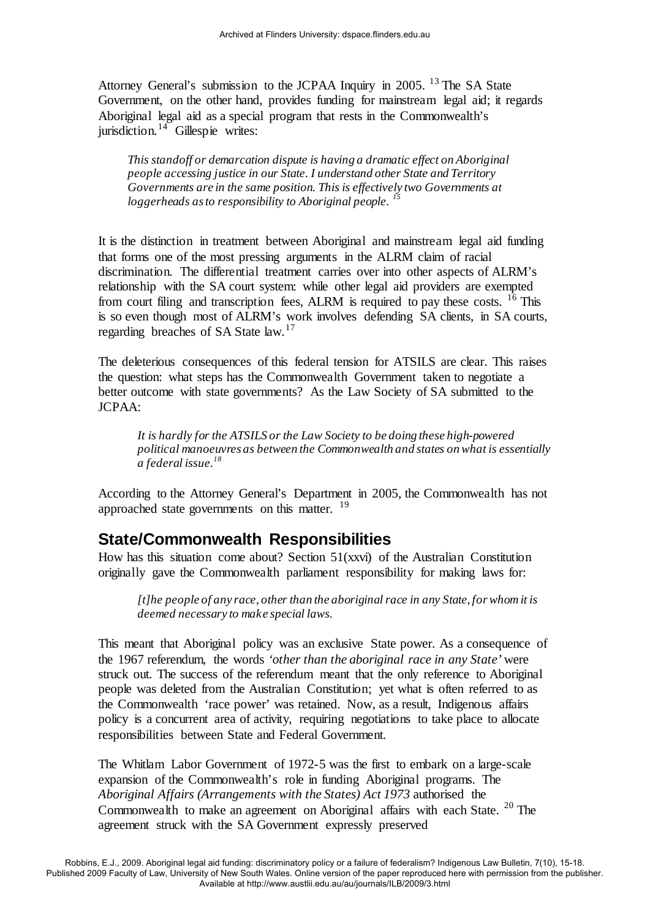Attorney General's submission to the JCPAA Inquiry in 2005. [13] The SA State Government, on the other hand, provides funding for mainstream legal aid; it regards Aboriginal legal aid as a special program that rests in the Commonwealth's jurisdiction.[14] Gillespie writes:

> *This standoff or demarcation dispute is having a dramatic effect on Aboriginal people accessing justice in our State. I understand other State and Territory Governments are in the same position. This is effectively two Governments at loggerheads as to responsibility to Aboriginal people.* [15]

It is the distinction in treatment between Aboriginal and mainstream legal aid funding that forms one of the most pressing arguments in the ALRM claim of racial discrimination. The differential treatment carries over into other aspects of ALRM's relationship with the SA court system: while other legal aid providers are exempted from court filing and transcription fees, ALRM is required to pay these costs. [16] This is so even though most of ALRM's work involves defending SA clients, in SA courts, regarding breaches of SA State law.[17]

The deleterious consequences of this federal tension for ATSILS are clear. This raises the question: what steps has the Commonwealth Government taken to negotiate a better outcome with state governments? As the Law Society of SA submitted to the JCPAA:

> *It is hardly for the ATSILS or the Law Society to be doing these high-powered political manoeuvres as between the Commonwealth and states on what is essentially a federal issue.*[18]

According to the Attorney General's Department in 2005, the Commonwealth has not approached state governments on this matter. [19]

## State/Commonwealth Responsibilities

How has this situation come about? Section 51(xxvi) of the Australian Constitution originally gave the Commonwealth parliament responsibility for making laws for:

> *[t]he people of any race, other than the aboriginal race in any State, for whom it is deemed necessary to make special laws.*

This meant that Aboriginal policy was an exclusive State power. As a consequence of the 1967 referendum, the words *'other than the aboriginal race in any State'* were struck out. The success of the referendum meant that the only reference to Aboriginal people was deleted from the Australian Constitution; yet what is often referred to as the Commonwealth 'race power' was retained. Now, as a result, Indigenous affairs policy is a concurrent area of activity, requiring negotiations to take place to allocate responsibilities between State and Federal Government.

The Whitlam Labor Government of 1972-5 was the first to embark on a large-scale expansion of the Commonwealth's role in funding Aboriginal programs. The *Aboriginal Affairs (Arrangements with the States) Act 1973* authorised the Commonwealth to make an agreement on Aboriginal affairs with each State. [20] The agreement struck with the SA Government expressly preserved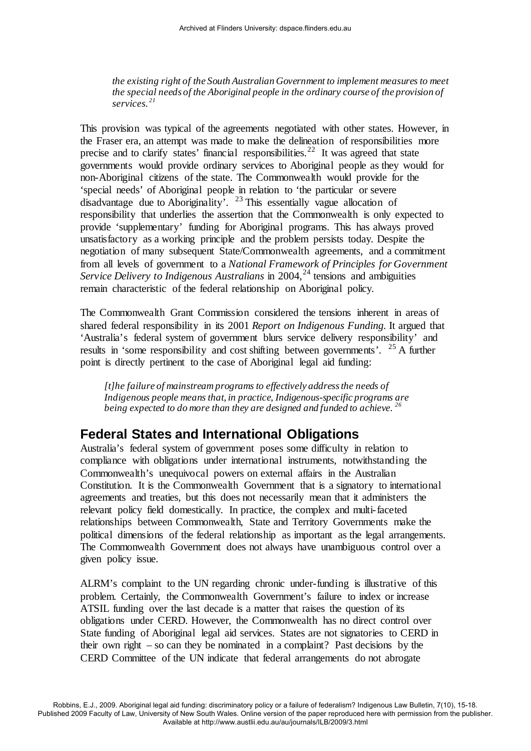*the existing right of the South Australian Government to implement measures to meet the special needs of the Aboriginal people in the ordinary course of the provision of services.*[21]

This provision was typical of the agreements negotiated with other states. However, in the Fraser era, an attempt was made to make the delineation of responsibilities more precise and to clarify states' financial responsibilities.[22] It was agreed that state governments would provide ordinary services to Aboriginal people as they would for non-Aboriginal citizens of the state. The Commonwealth would provide for the 'special needs' of Aboriginal people in relation to 'the particular or severe disadvantage due to Aboriginality'.[23] This essentially vague allocation of responsibility that underlies the assertion that the Commonwealth is only expected to provide 'supplementary' funding for Aboriginal programs. This has always proved unsatisfactory as a working principle and the problem persists today. Despite the negotiation of many subsequent State/Commonwealth agreements, and a commitment from all levels of government to a *National Framework of Principles for Government Service Delivery to Indigenous Australians* in 2004,[24] tensions and ambiguities remain characteristic of the federal relationship on Aboriginal policy.

The Commonwealth Grant Commission considered the tensions inherent in areas of shared federal responsibility in its 2001 *Report on Indigenous Funding*. It argued that 'Australia's federal system of government blurs service delivery responsibility' and results in 'some responsibility and cost shifting between governments'.[25] A further point is directly pertinent to the case of Aboriginal legal aid funding:

*[t]he failure of mainstream programs to effectively address the needs of Indigenous people means that, in practice, Indigenous-specific programs are being expected to do more than they are designed and funded to achieve.*[26]

## Federal States and International Obligations

Australia's federal system of government poses some difficulty in relation to compliance with obligations under international instruments, notwithstanding the Commonwealth's unequivocal powers on external affairs in the Australian Constitution. It is the Commonwealth Government that is a signatory to international agreements and treaties, but this does not necessarily mean that it administers the relevant policy field domestically. In practice, the complex and multi-faceted relationships between Commonwealth, State and Territory Governments make the political dimensions of the federal relationship as important as the legal arrangements. The Commonwealth Government does not always have unambiguous control over a given policy issue.

ALRM's complaint to the UN regarding chronic under-funding is illustrative of this problem. Certainly, the Commonwealth Government's failure to index or increase ATSIL funding over the last decade is a matter that raises the question of its obligations under CERD. However, the Commonwealth has no direct control over State funding of Aboriginal legal aid services. States are not signatories to CERD in their own right – so can they be nominated in a complaint? Past decisions by the CERD Committee of the UN indicate that federal arrangements do not abrogate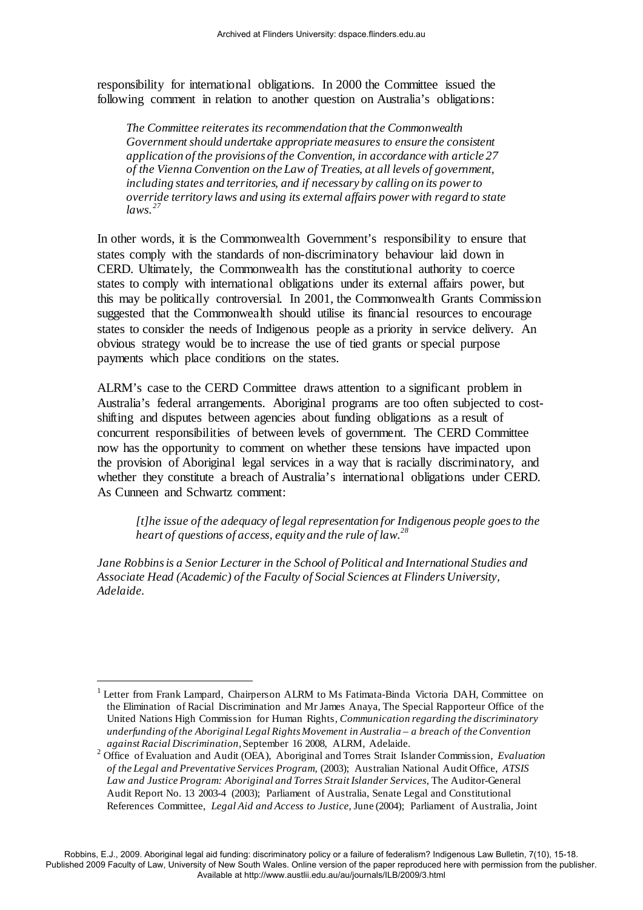responsibility for international obligations. In 2000 the Committee issued the following comment in relation to another question on Australia's obligations:

> *The Committee reiterates its recommendation that the Commonwealth Government should undertake appropriate measures to ensure the consistent application of the provisions of the Convention, in accordance with article 27 of the Vienna Convention on the Law of Treaties, at all levels of government, including states and territories, and if necessary by calling on its power to override territory laws and using its external affairs power with regard to state laws.*[27]

In other words, it is the Commonwealth Government's responsibility to ensure that states comply with the standards of non-discriminatory behaviour laid down in CERD. Ultimately, the Commonwealth has the constitutional authority to coerce states to comply with international obligations under its external affairs power, but this may be politically controversial. In 2001, the Commonwealth Grants Commission suggested that the Commonwealth should utilise its financial resources to encourage states to consider the needs of Indigenous people as a priority in service delivery. An obvious strategy would be to increase the use of tied grants or special purpose payments which place conditions on the states.

ALRM's case to the CERD Committee draws attention to a significant problem in Australia's federal arrangements. Aboriginal programs are too often subjected to cost-shifting and disputes between agencies about funding obligations as a result of concurrent responsibilities of between levels of government. The CERD Committee now has the opportunity to comment on whether these tensions have impacted upon the provision of Aboriginal legal services in a way that is racially discriminatory, and whether they constitute a breach of Australia's international obligations under CERD. As Cunneen and Schwartz comment:

> *[t]he issue of the adequacy of legal representation for Indigenous people goes to the heart of questions of access, equity and the rule of law.*[28]

*Jane Robbins is a Senior Lecturer in the School of Political and International Studies and Associate Head (Academic) of the Faculty of Social Sciences at Flinders University, Adelaide.*

---

[1] Letter from Frank Lampard, Chairperson ALRM to Ms Fatimata-Binda Victoria DAH, Committee on the Elimination of Racial Discrimination and Mr James Anaya, The Special Rapporteur Office of the United Nations High Commission for Human Rights, *Communication regarding the discriminatory underfunding of the Aboriginal Legal Rights Movement in Australia – a breach of the Convention against Racial Discrimination*, September 16 2008, ALRM, Adelaide.

[2] Office of Evaluation and Audit (OEA), Aboriginal and Torres Strait Islander Commission, *Evaluation of the Legal and Preventative Services Program*, (2003); Australian National Audit Office, *ATSIS Law and Justice Program: Aboriginal and Torres Strait Islander Services*, The Auditor-General Audit Report No. 13 2003-4 (2003); Parliament of Australia, Senate Legal and Constitutional References Committee, *Legal Aid and Access to Justice*, June (2004); Parliament of Australia, Joint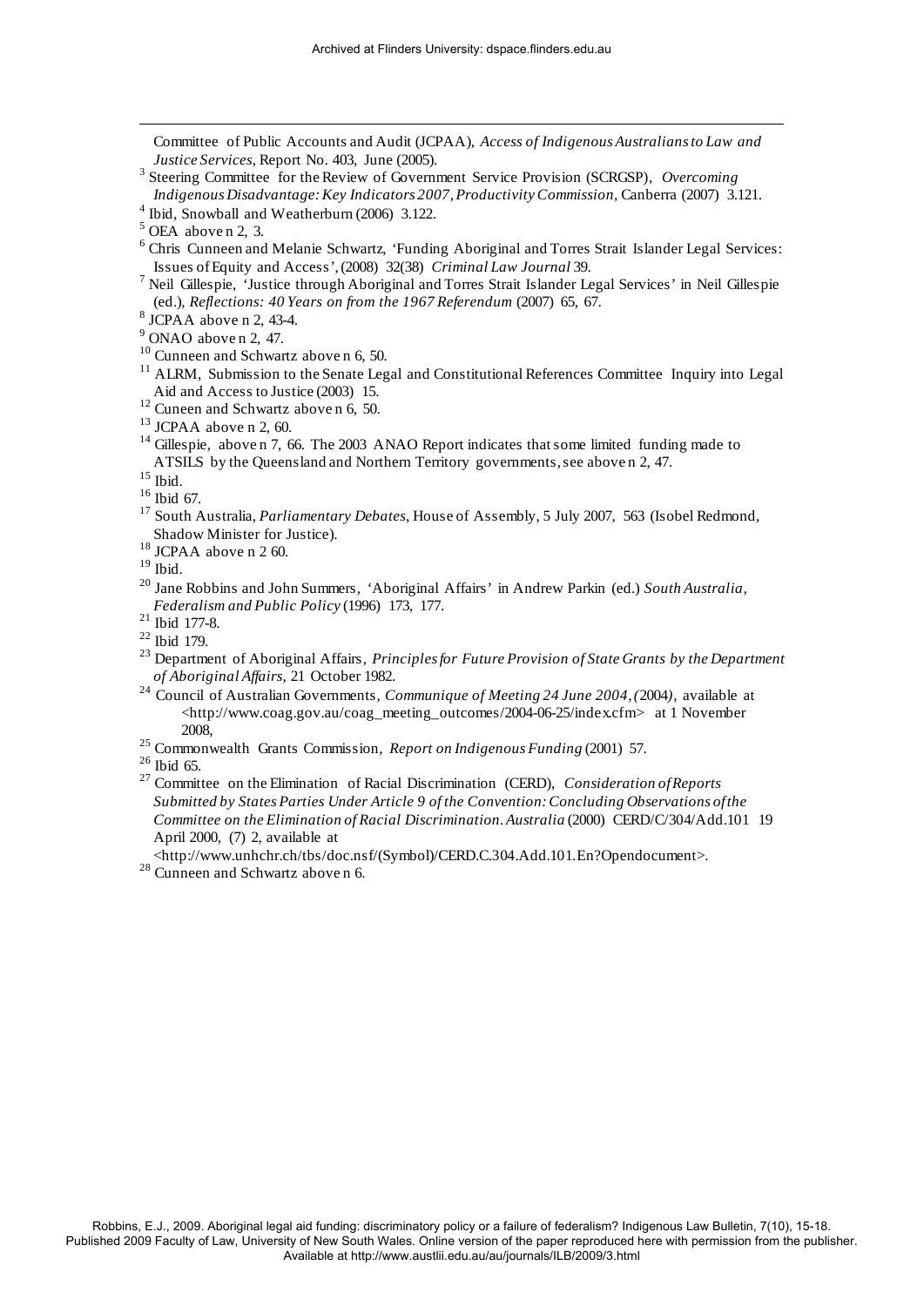Committee of Public Accounts and Audit (JCPAA), *Access of Indigenous Australians to Law and Justice Services*, Report No. 403, June (2005).

[3] Steering Committee for the Review of Government Service Provision (SCRGSP), *Overcoming Indigenous Disadvantage: Key Indicators 2007, Productivity Commission*, Canberra (2007) 3.121.

[4] Ibid, Snowball and Weatherburn (2006) 3.122.

[5] OEA above n 2, 3.

[6] Chris Cunneen and Melanie Schwartz, 'Funding Aboriginal and Torres Strait Islander Legal Services: Issues of Equity and Access', (2008) 32(38) *Criminal Law Journal* 39.

[7] Neil Gillespie, 'Justice through Aboriginal and Torres Strait Islander Legal Services' in Neil Gillespie (ed.), *Reflections: 40 Years on from the 1967 Referendum* (2007) 65, 67.

[8] JCPAA above n 2, 43-4.

[9] ONAO above n 2, 47.

[10] Cunneen and Schwartz above n 6, 50.

[11] ALRM, Submission to the Senate Legal and Constitutional References Committee Inquiry into Legal Aid and Access to Justice (2003) 15.

[12] Cuneen and Schwartz above n 6, 50.

[13] JCPAA above n 2, 60.

[14] Gillespie, above n 7, 66. The 2003 ANAO Report indicates that some limited funding made to ATSILS by the Queensland and Northern Territory governments, see above n 2, 47.

[15] Ibid.

[16] Ibid 67.

[17] South Australia, *Parliamentary Debates*, House of Assembly, 5 July 2007, 563 (Isobel Redmond, Shadow Minister for Justice).

[18] JCPAA above n 2 60.

[19] Ibid.

[20] Jane Robbins and John Summers, 'Aboriginal Affairs' in Andrew Parkin (ed.) *South Australia, Federalism and Public Policy* (1996) 173, 177.

[21] Ibid 177-8.

[22] Ibid 179.

[23] Department of Aboriginal Affairs, *Principles for Future Provision of State Grants by the Department of Aboriginal Affairs,* 21 October 1982.

[24] Council of Australian Governments, *Communique of Meeting 24 June 2004, (*2004*)*, available at <http://www.coag.gov.au/coag_meeting_outcomes/2004-06-25/index.cfm> at 1 November 2008,

[25] Commonwealth Grants Commission, *Report on Indigenous Funding* (2001) 57.

[26] Ibid 65.

[27] Committee on the Elimination of Racial Discrimination (CERD), *Consideration of Reports Submitted by States Parties Under Article 9 of the Convention: Concluding Observations of the Committee on the Elimination of Racial Discrimination. Australia* (2000) CERD/C/304/Add.101 19 April 2000, (7) 2, available at <http://www.unhchr.ch/tbs/doc.nsf/(Symbol)/CERD.C.304.Add.101.En?Opendocument>.

[28] Cunneen and Schwartz above n 6.